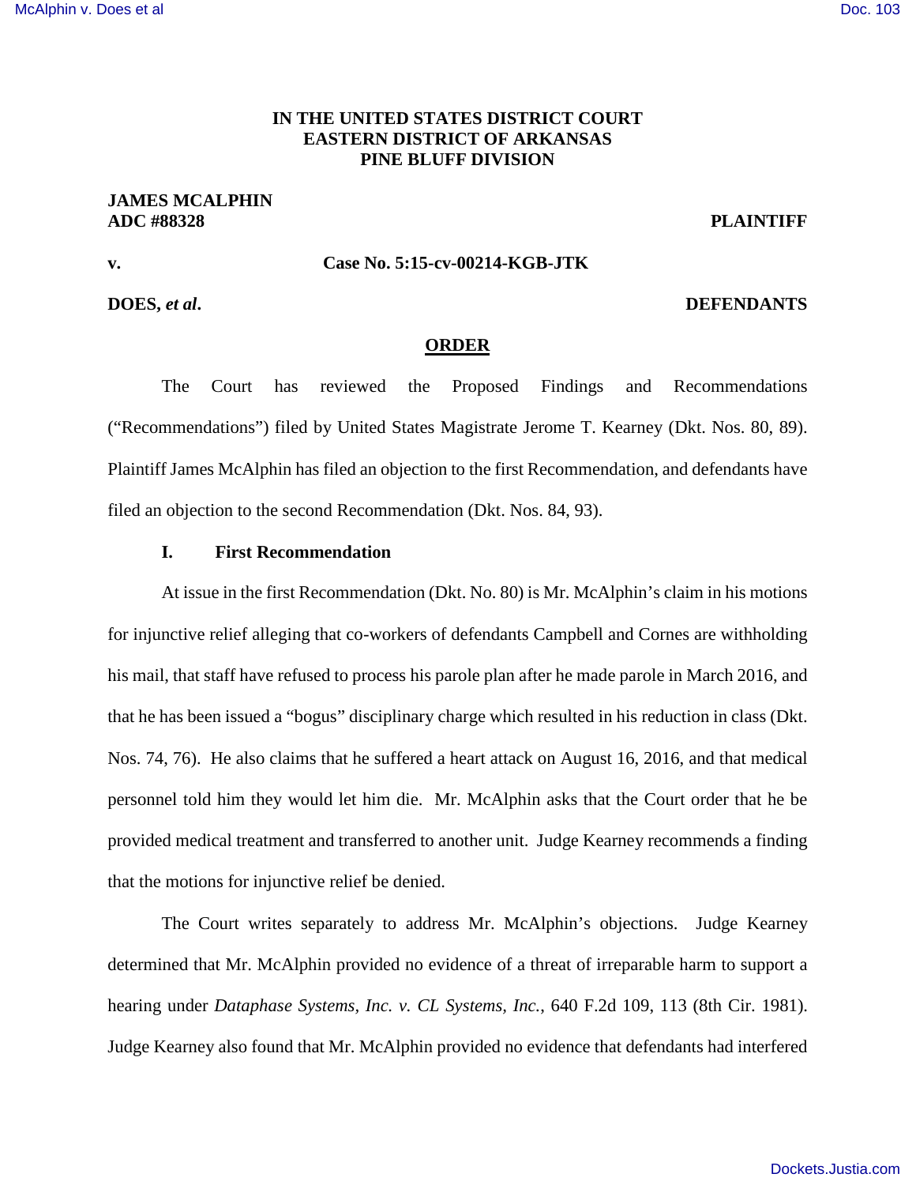**IN THE UNITED STATES DISTRICT COURT**
**EASTERN DISTRICT OF ARKANSAS**
**PINE BLUFF DIVISION**

**JAMES MCALPHIN**
**ADC #88328** **PLAINTIFF**

**v.** **Case No. 5:15-cv-00214-KGB-JTK**

**DOES, *et al*.** **DEFENDANTS**

**ORDER**

The Court has reviewed the Proposed Findings and Recommendations ("Recommendations") filed by United States Magistrate Jerome T. Kearney (Dkt. Nos. 80, 89). Plaintiff James McAlphin has filed an objection to the first Recommendation, and defendants have filed an objection to the second Recommendation (Dkt. Nos. 84, 93).

**I. First Recommendation**

At issue in the first Recommendation (Dkt. No. 80) is Mr. McAlphin's claim in his motions for injunctive relief alleging that co-workers of defendants Campbell and Cornes are withholding his mail, that staff have refused to process his parole plan after he made parole in March 2016, and that he has been issued a "bogus" disciplinary charge which resulted in his reduction in class (Dkt. Nos. 74, 76). He also claims that he suffered a heart attack on August 16, 2016, and that medical personnel told him they would let him die. Mr. McAlphin asks that the Court order that he be provided medical treatment and transferred to another unit. Judge Kearney recommends a finding that the motions for injunctive relief be denied.

The Court writes separately to address Mr. McAlphin's objections. Judge Kearney determined that Mr. McAlphin provided no evidence of a threat of irreparable harm to support a hearing under *Dataphase Systems, Inc. v. CL Systems, Inc.*, 640 F.2d 109, 113 (8th Cir. 1981). Judge Kearney also found that Mr. McAlphin provided no evidence that defendants had interfered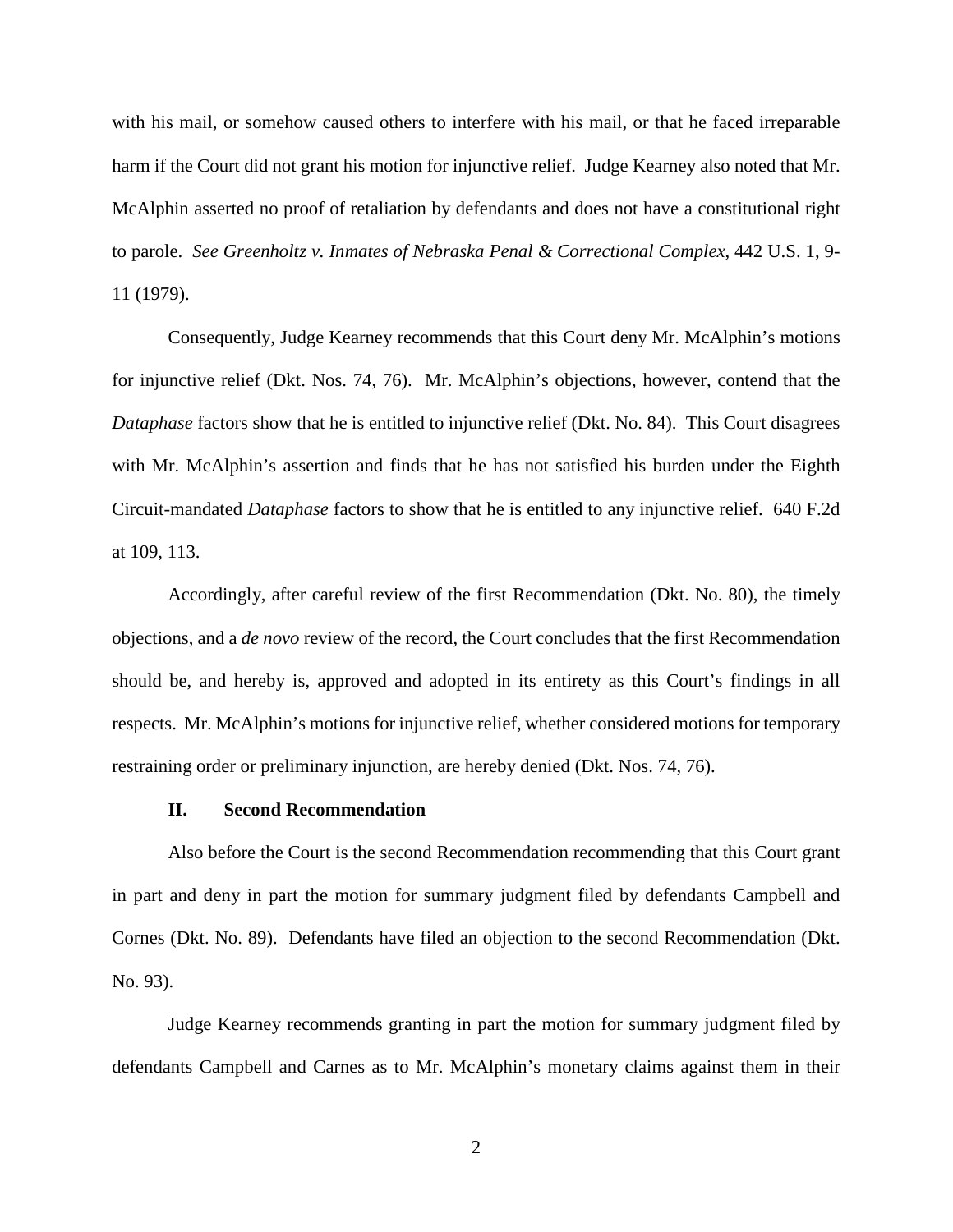with his mail, or somehow caused others to interfere with his mail, or that he faced irreparable harm if the Court did not grant his motion for injunctive relief. Judge Kearney also noted that Mr. McAlphin asserted no proof of retaliation by defendants and does not have a constitutional right to parole. *See Greenholtz v. Inmates of Nebraska Penal & Correctional Complex*, 442 U.S. 1, 9-11 (1979).

Consequently, Judge Kearney recommends that this Court deny Mr. McAlphin's motions for injunctive relief (Dkt. Nos. 74, 76). Mr. McAlphin's objections, however, contend that the *Dataphase* factors show that he is entitled to injunctive relief (Dkt. No. 84). This Court disagrees with Mr. McAlphin's assertion and finds that he has not satisfied his burden under the Eighth Circuit-mandated *Dataphase* factors to show that he is entitled to any injunctive relief. 640 F.2d at 109, 113.

Accordingly, after careful review of the first Recommendation (Dkt. No. 80), the timely objections, and a *de novo* review of the record, the Court concludes that the first Recommendation should be, and hereby is, approved and adopted in its entirety as this Court's findings in all respects. Mr. McAlphin's motions for injunctive relief, whether considered motions for temporary restraining order or preliminary injunction, are hereby denied (Dkt. Nos. 74, 76).

### II. Second Recommendation

Also before the Court is the second Recommendation recommending that this Court grant in part and deny in part the motion for summary judgment filed by defendants Campbell and Cornes (Dkt. No. 89). Defendants have filed an objection to the second Recommendation (Dkt. No. 93).

Judge Kearney recommends granting in part the motion for summary judgment filed by defendants Campbell and Carnes as to Mr. McAlphin's monetary claims against them in their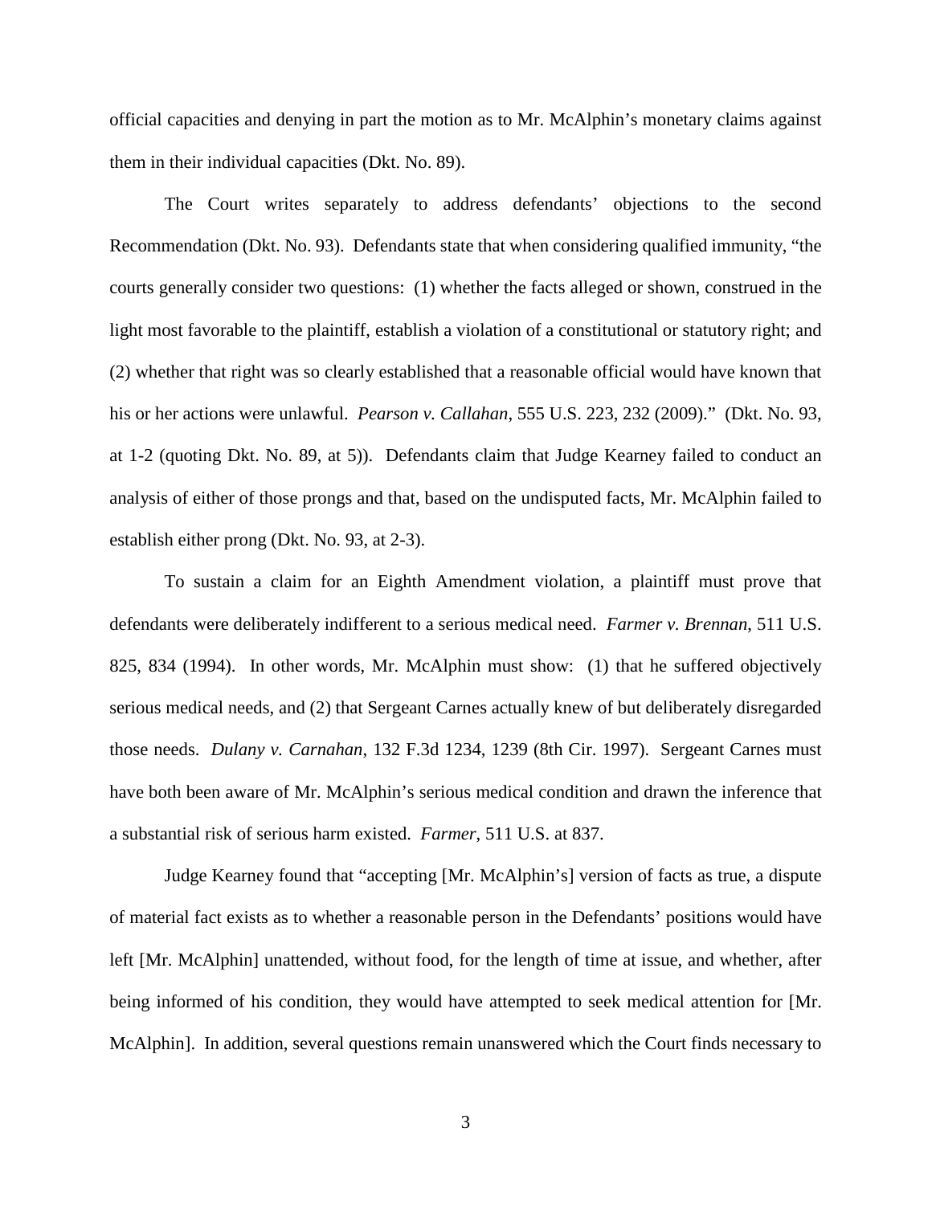official capacities and denying in part the motion as to Mr. McAlphin's monetary claims against them in their individual capacities (Dkt. No. 89).

The Court writes separately to address defendants' objections to the second Recommendation (Dkt. No. 93). Defendants state that when considering qualified immunity, "the courts generally consider two questions: (1) whether the facts alleged or shown, construed in the light most favorable to the plaintiff, establish a violation of a constitutional or statutory right; and (2) whether that right was so clearly established that a reasonable official would have known that his or her actions were unlawful. *Pearson v. Callahan*, 555 U.S. 223, 232 (2009)." (Dkt. No. 93, at 1-2 (quoting Dkt. No. 89, at 5)). Defendants claim that Judge Kearney failed to conduct an analysis of either of those prongs and that, based on the undisputed facts, Mr. McAlphin failed to establish either prong (Dkt. No. 93, at 2-3).

To sustain a claim for an Eighth Amendment violation, a plaintiff must prove that defendants were deliberately indifferent to a serious medical need. *Farmer v. Brennan*, 511 U.S. 825, 834 (1994). In other words, Mr. McAlphin must show: (1) that he suffered objectively serious medical needs, and (2) that Sergeant Carnes actually knew of but deliberately disregarded those needs. *Dulany v. Carnahan*, 132 F.3d 1234, 1239 (8th Cir. 1997). Sergeant Carnes must have both been aware of Mr. McAlphin's serious medical condition and drawn the inference that a substantial risk of serious harm existed. *Farmer*, 511 U.S. at 837.

Judge Kearney found that "accepting [Mr. McAlphin's] version of facts as true, a dispute of material fact exists as to whether a reasonable person in the Defendants' positions would have left [Mr. McAlphin] unattended, without food, for the length of time at issue, and whether, after being informed of his condition, they would have attempted to seek medical attention for [Mr. McAlphin]. In addition, several questions remain unanswered which the Court finds necessary to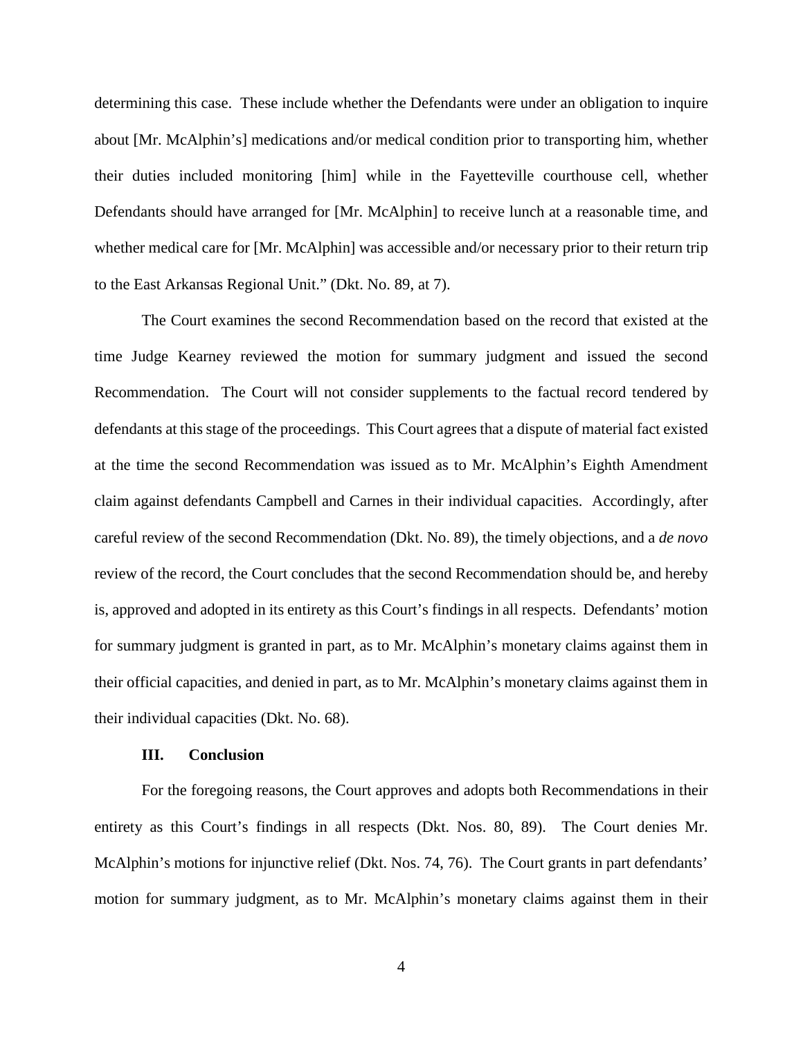determining this case. These include whether the Defendants were under an obligation to inquire about [Mr. McAlphin's] medications and/or medical condition prior to transporting him, whether their duties included monitoring [him] while in the Fayetteville courthouse cell, whether Defendants should have arranged for [Mr. McAlphin] to receive lunch at a reasonable time, and whether medical care for [Mr. McAlphin] was accessible and/or necessary prior to their return trip to the East Arkansas Regional Unit." (Dkt. No. 89, at 7).

The Court examines the second Recommendation based on the record that existed at the time Judge Kearney reviewed the motion for summary judgment and issued the second Recommendation. The Court will not consider supplements to the factual record tendered by defendants at this stage of the proceedings. This Court agrees that a dispute of material fact existed at the time the second Recommendation was issued as to Mr. McAlphin's Eighth Amendment claim against defendants Campbell and Carnes in their individual capacities. Accordingly, after careful review of the second Recommendation (Dkt. No. 89), the timely objections, and a *de novo* review of the record, the Court concludes that the second Recommendation should be, and hereby is, approved and adopted in its entirety as this Court's findings in all respects. Defendants' motion for summary judgment is granted in part, as to Mr. McAlphin's monetary claims against them in their official capacities, and denied in part, as to Mr. McAlphin's monetary claims against them in their individual capacities (Dkt. No. 68).

### III. Conclusion

For the foregoing reasons, the Court approves and adopts both Recommendations in their entirety as this Court's findings in all respects (Dkt. Nos. 80, 89). The Court denies Mr. McAlphin's motions for injunctive relief (Dkt. Nos. 74, 76). The Court grants in part defendants' motion for summary judgment, as to Mr. McAlphin's monetary claims against them in their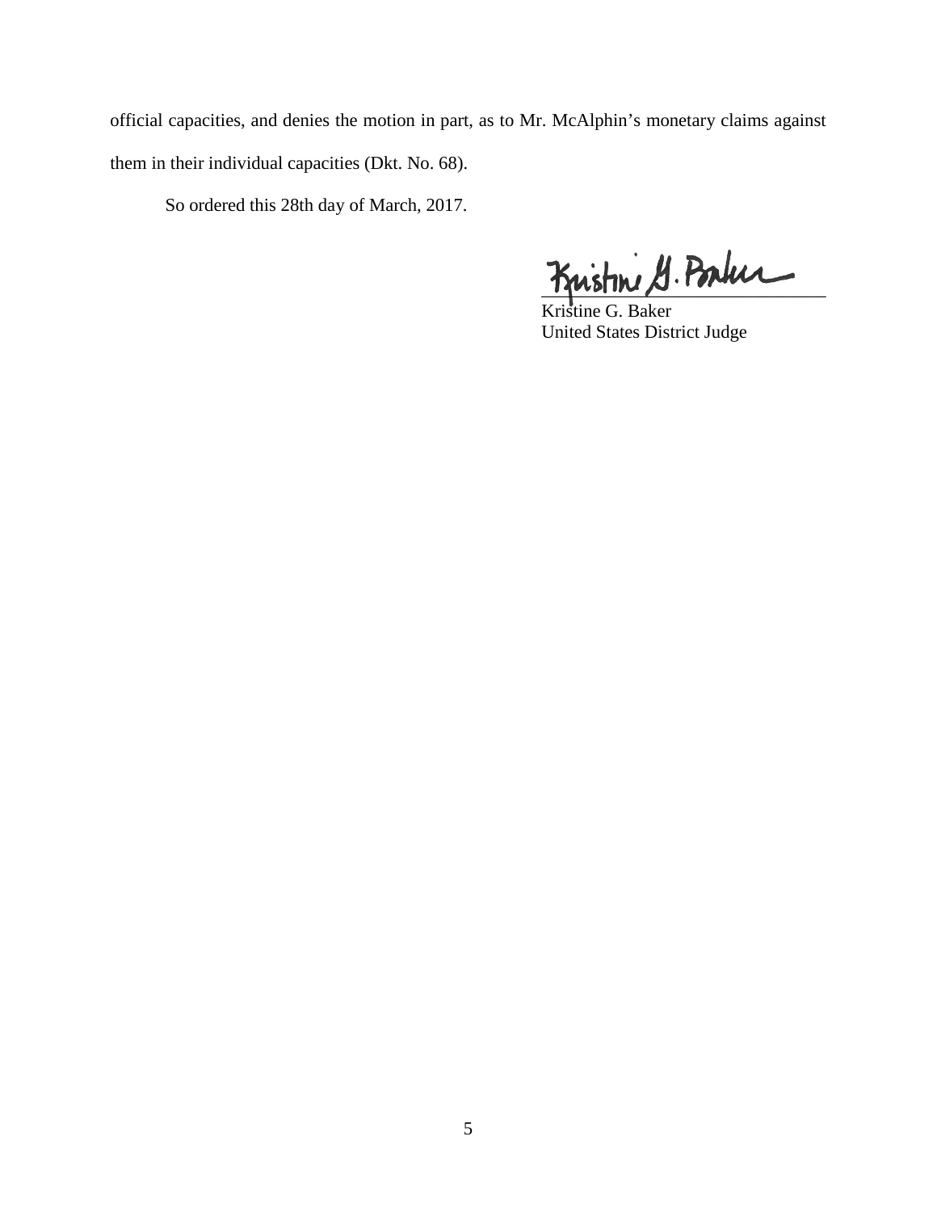official capacities, and denies the motion in part, as to Mr. McAlphin's monetary claims against them in their individual capacities (Dkt. No. 68).

So ordered this 28th day of March, 2017.

Kristine G. Baker
United States District Judge